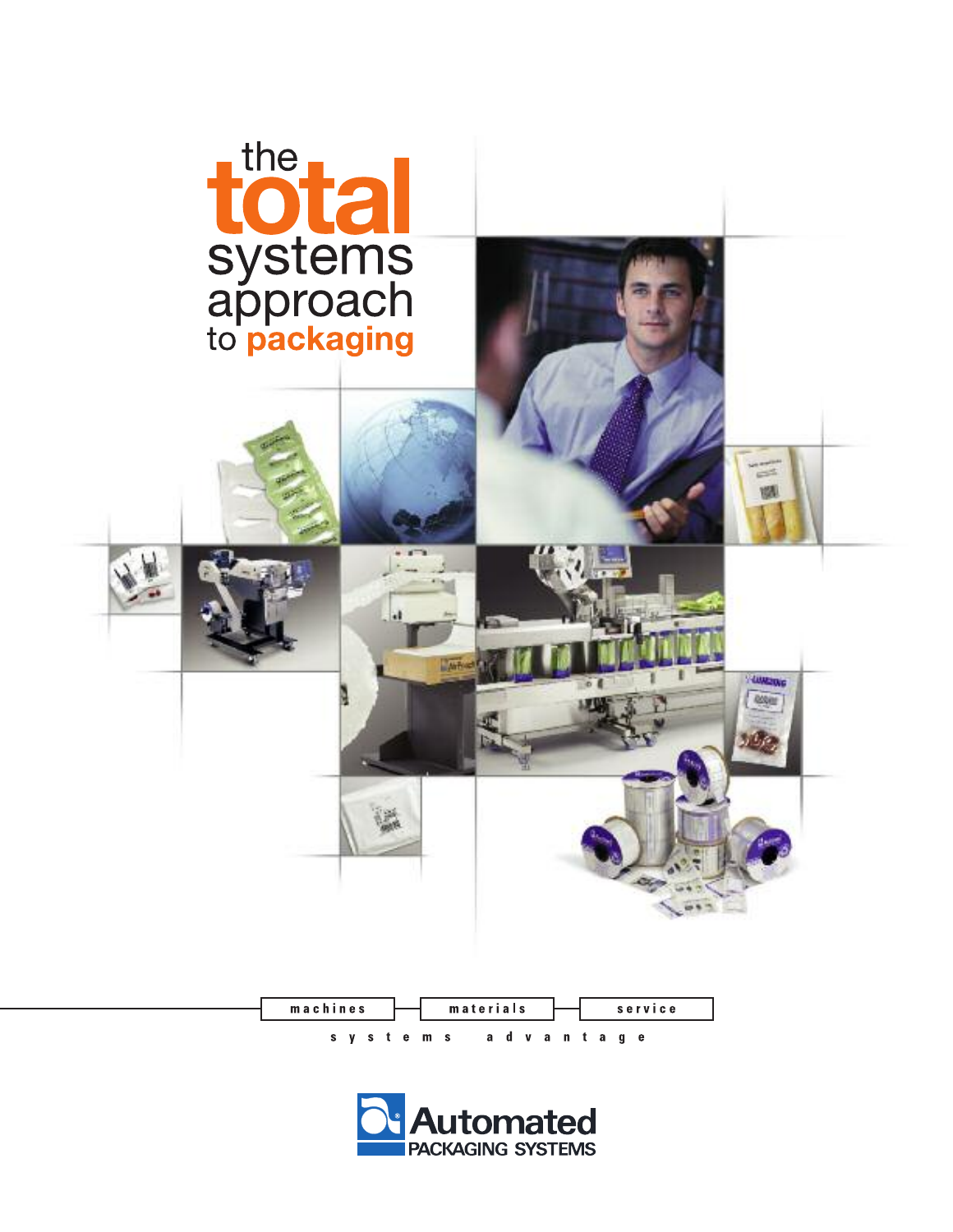# the total systems approach to packaging

machines — materials — service

systems advantage

Automated PACKAGING SYSTEMS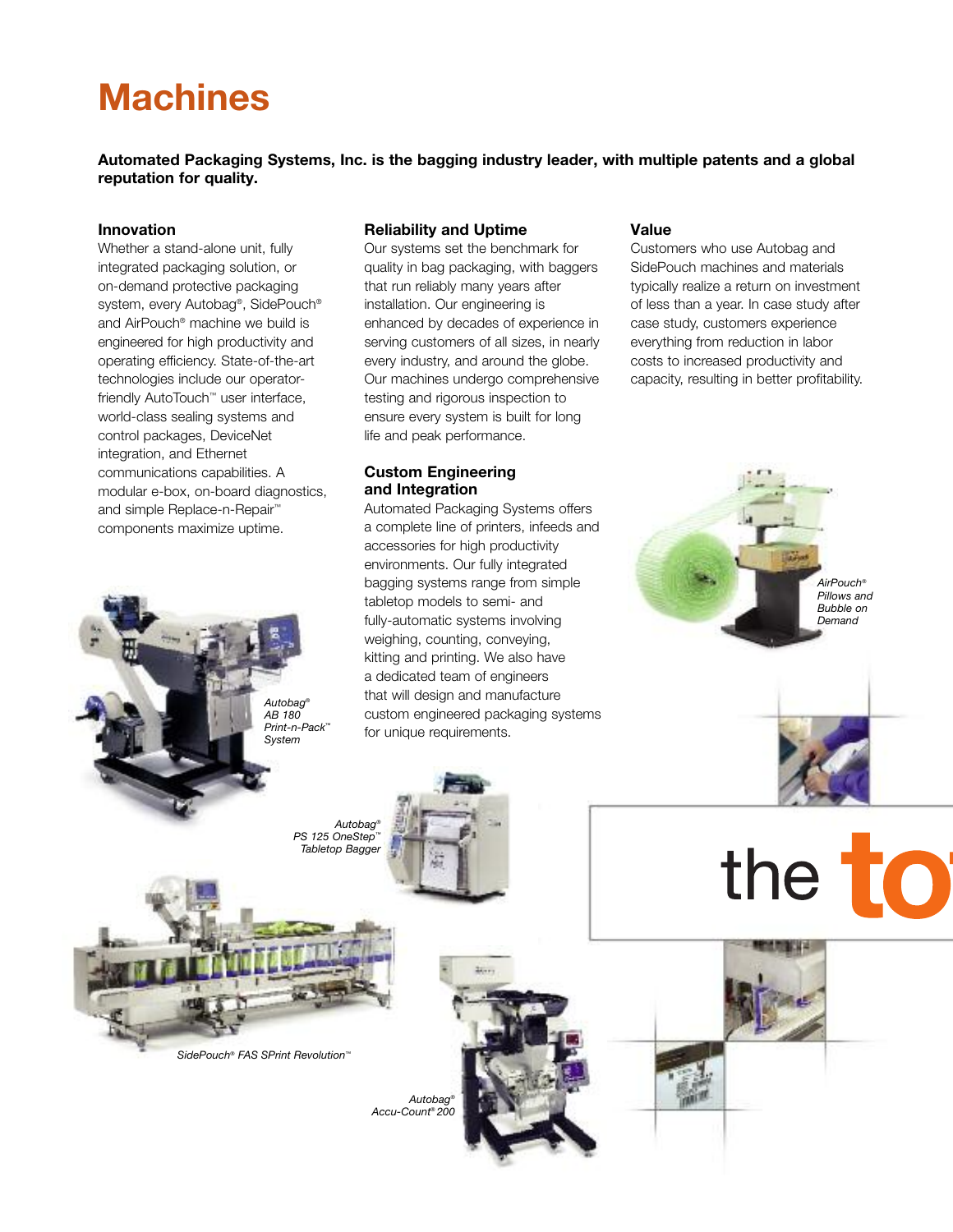# Machines

**Automated Packaging Systems, Inc. is the bagging industry leader, with multiple patents and a global reputation for quality.**

### Innovation

Whether a stand-alone unit, fully integrated packaging solution, or on-demand protective packaging system, every Autobag®, SidePouch® and AirPouch® machine we build is engineered for high productivity and operating efficiency. State-of-the-art technologies include our operator-friendly AutoTouch™ user interface, world-class sealing systems and control packages, DeviceNet integration, and Ethernet communications capabilities. A modular e-box, on-board diagnostics, and simple Replace-n-Repair™ components maximize uptime.

### Reliability and Uptime

Our systems set the benchmark for quality in bag packaging, with baggers that run reliably many years after installation. Our engineering is enhanced by decades of experience in serving customers of all sizes, in nearly every industry, and around the globe. Our machines undergo comprehensive testing and rigorous inspection to ensure every system is built for long life and peak performance.

### Custom Engineering and Integration

Automated Packaging Systems offers a complete line of printers, infeeds and accessories for high productivity environments. Our fully integrated bagging systems range from simple tabletop models to semi- and fully-automatic systems involving weighing, counting, conveying, kitting and printing. We also have a dedicated team of engineers that will design and manufacture custom engineered packaging systems for unique requirements.

### Value

Customers who use Autobag and SidePouch machines and materials typically realize a return on investment of less than a year. In case study after case study, customers experience everything from reduction in labor costs to increased productivity and capacity, resulting in better profitability.

*AirPouch® Pillows and Bubble on Demand*

*Autobag® AB 180 Print-n-Pack™ System*

*Autobag® PS 125 OneStep™ Tabletop Bagger*

*SidePouch® FAS SPrint Revolution™*

*Autobag® Accu-Count® 200*

the to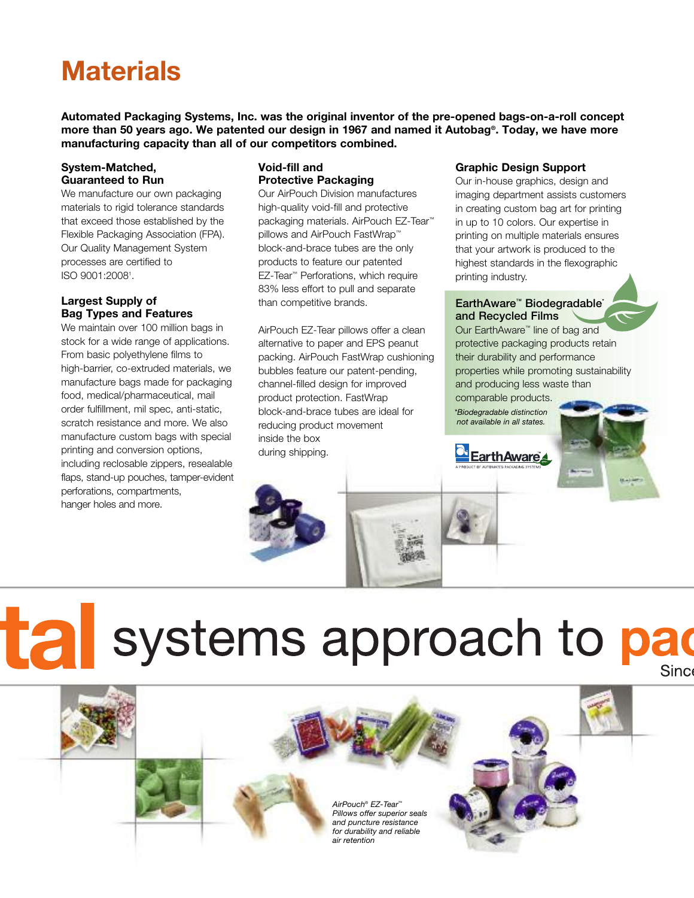# Materials

**Automated Packaging Systems, Inc. was the original inventor of the pre-opened bags-on-a-roll concept more than 50 years ago. We patented our design in 1967 and named it Autobag®. Today, we have more manufacturing capacity than all of our competitors combined.**

### System-Matched, Guaranteed to Run

We manufacture our own packaging materials to rigid tolerance standards that exceed those established by the Flexible Packaging Association (FPA). Our Quality Management System processes are certified to ISO 9001:2008[1].

### Largest Supply of Bag Types and Features

We maintain over 100 million bags in stock for a wide range of applications. From basic polyethylene films to high-barrier, co-extruded materials, we manufacture bags made for packaging food, medical/pharmaceutical, mail order fulfillment, mil spec, anti-static, scratch resistance and more. We also manufacture custom bags with special printing and conversion options, including reclosable zippers, resealable flaps, stand-up pouches, tamper-evident perforations, compartments, hanger holes and more.

### Void-fill and Protective Packaging

Our AirPouch Division manufactures high-quality void-fill and protective packaging materials. AirPouch EZ-Tear™ pillows and AirPouch FastWrap™ block-and-brace tubes are the only products to feature our patented EZ-Tear™ Perforations, which require 83% less effort to pull and separate than competitive brands.

AirPouch EZ-Tear pillows offer a clean alternative to paper and EPS peanut packing. AirPouch FastWrap cushioning bubbles feature our patent-pending, channel-filled design for improved product protection. FastWrap block-and-brace tubes are ideal for reducing product movement inside the box during shipping.

### Graphic Design Support

Our in-house graphics, design and imaging department assists customers in creating custom bag art for printing in up to 10 colors. Our expertise in printing on multiple materials ensures that your artwork is produced to the highest standards in the flexographic printing industry.

### EarthAware™ Biodegradable* and Recycled Films

Our EarthAware™ line of bag and protective packaging products retain their durability and performance properties while promoting sustainability and producing less waste than comparable products.

*\*Biodegradable distinction not available in all states.*

EarthAware — A PRODUCT OF AUTOMATED PACKAGING SYSTEMS

tal systems approach to pac

Since

*AirPouch® EZ-Tear™ Pillows offer superior seals and puncture resistance for durability and reliable air retention*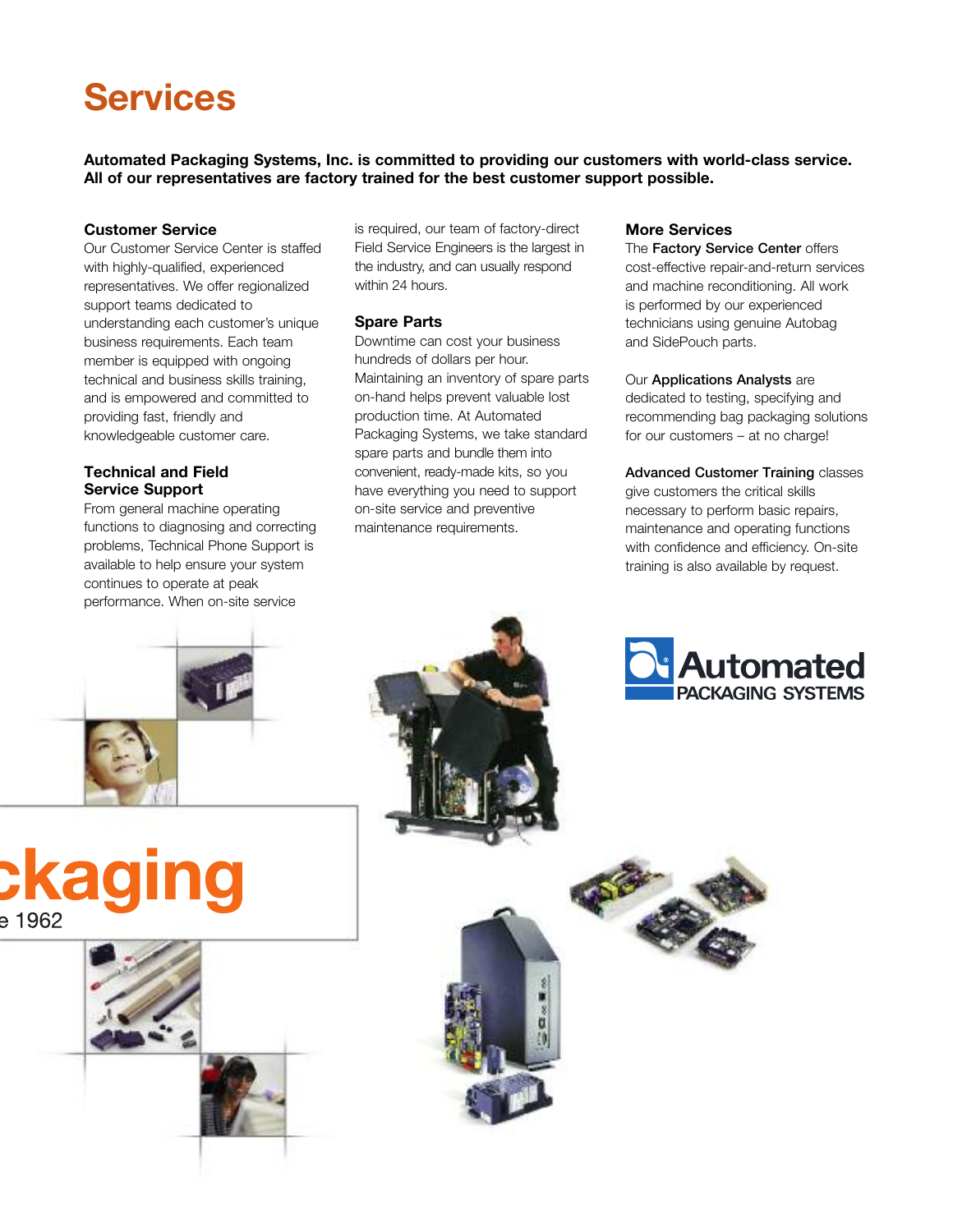# Services

**Automated Packaging Systems, Inc. is committed to providing our customers with world-class service. All of our representatives are factory trained for the best customer support possible.**

### Customer Service

Our Customer Service Center is staffed with highly-qualified, experienced representatives. We offer regionalized support teams dedicated to understanding each customer's unique business requirements. Each team member is equipped with ongoing technical and business skills training, and is empowered and committed to providing fast, friendly and knowledgeable customer care.

### Technical and Field Service Support

From general machine operating functions to diagnosing and correcting problems, Technical Phone Support is available to help ensure your system continues to operate at peak performance. When on-site service is required, our team of factory-direct Field Service Engineers is the largest in the industry, and can usually respond within 24 hours.

### Spare Parts

Downtime can cost your business hundreds of dollars per hour. Maintaining an inventory of spare parts on-hand helps prevent valuable lost production time. At Automated Packaging Systems, we take standard spare parts and bundle them into convenient, ready-made kits, so you have everything you need to support on-site service and preventive maintenance requirements.

### More Services

The **Factory Service Center** offers cost-effective repair-and-return services and machine reconditioning. All work is performed by our experienced technicians using genuine Autobag and SidePouch parts.

Our **Applications Analysts** are dedicated to testing, specifying and recommending bag packaging solutions for our customers – at no charge!

**Advanced Customer Training** classes give customers the critical skills necessary to perform basic repairs, maintenance and operating functions with confidence and efficiency. On-site training is also available by request.

Automated PACKAGING SYSTEMS

ckaging

e 1962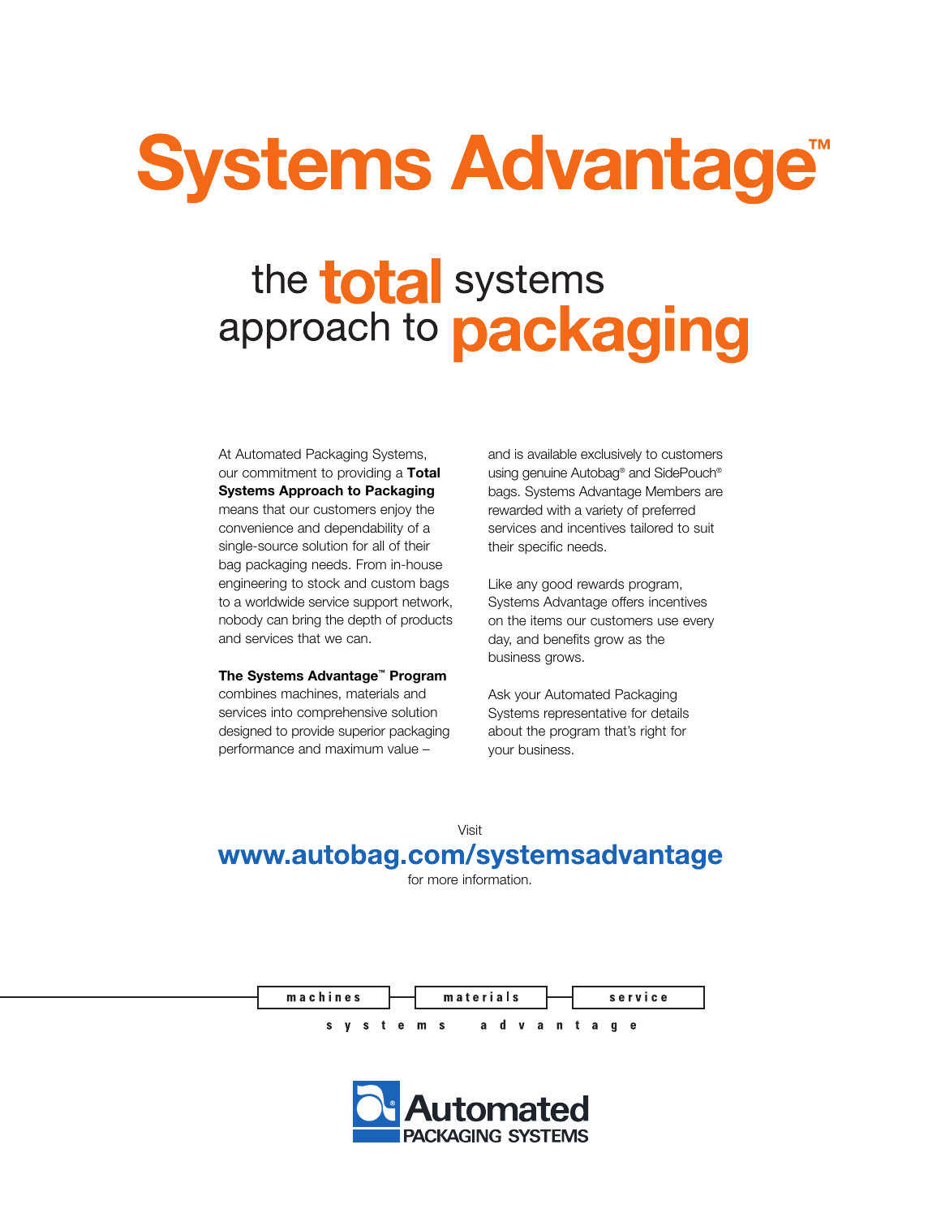# Systems Advantage™

## the total systems approach to packaging

At Automated Packaging Systems, our commitment to providing a **Total Systems Approach to Packaging** means that our customers enjoy the convenience and dependability of a single-source solution for all of their bag packaging needs. From in-house engineering to stock and custom bags to a worldwide service support network, nobody can bring the depth of products and services that we can.

**The Systems Advantage™ Program** combines machines, materials and services into comprehensive solution designed to provide superior packaging performance and maximum value – and is available exclusively to customers using genuine Autobag® and SidePouch® bags. Systems Advantage Members are rewarded with a variety of preferred services and incentives tailored to suit their specific needs.

Like any good rewards program, Systems Advantage offers incentives on the items our customers use every day, and benefits grow as the business grows.

Ask your Automated Packaging Systems representative for details about the program that's right for your business.

Visit
**www.autobag.com/systemsadvantage**
for more information.

machines | materials | service

systems advantage

Automated PACKAGING SYSTEMS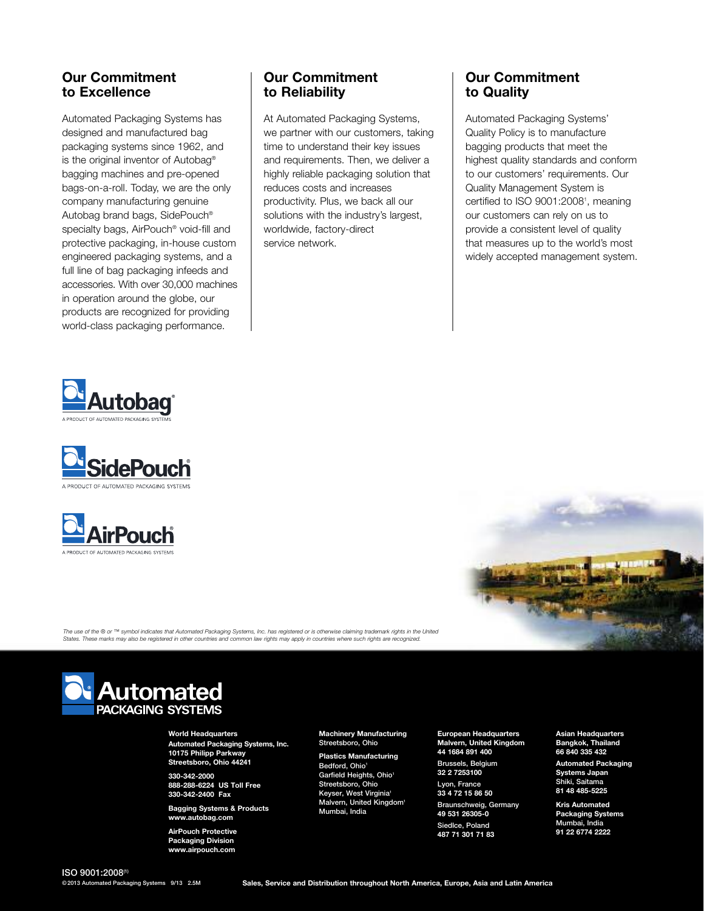## Our Commitment to Excellence

Automated Packaging Systems has designed and manufactured bag packaging systems since 1962, and is the original inventor of Autobag® bagging machines and bags-on-a-roll. Today, we are the only company manufacturing genuine Autobag brand bags, SidePouch® specialty bags, AirPouch® void-fill and protective packaging, in-house custom engineered packaging systems, and a full line of bag packaging infeeds and accessories. With over 30,000 machines in operation around the globe, our products are recognized for providing world-class packaging performance.

## Our Commitment to Reliability

At Automated Packaging Systems, we partner with our customers, taking time to understand their key issues and requirements. Then, we deliver a highly reliable packaging solution that reduces costs and increases productivity. Plus, we back all our solutions with the industry's largest, worldwide, factory-direct service network.

## Our Commitment to Quality

Automated Packaging Systems' Quality Policy is to manufacture bagging products that meet the highest quality standards and conform to our customers' requirements. Our Quality Management System is certified to ISO 9001:2008[1], meaning our customers can rely on us to provide a consistent level of quality that measures up to the world's most widely accepted management system.

Autobag®
A PRODUCT OF AUTOMATED PACKAGING SYSTEMS

SidePouch®
A PRODUCT OF AUTOMATED PACKAGING SYSTEMS

AirPouch®
A PRODUCT OF AUTOMATED PACKAGING SYSTEMS

*The use of the ® or ™ symbol indicates that Automated Packaging Systems, Inc. has registered or is otherwise claiming trademark rights in the United States. These marks may also be registered in other countries and common law rights may apply in countries where such rights are recognized.*

Automated PACKAGING SYSTEMS

**World Headquarters**
**Automated Packaging Systems, Inc.**
**10175 Philipp Parkway**
**Streetsboro, Ohio 44241**

**330-342-2000**
**888-288-6224 US Toll Free**
**330-342-2400 Fax**

**Bagging Systems & Products**
**www.autobag.com**

**AirPouch Protective Packaging Division**
**www.airpouch.com**

**Machinery Manufacturing**
Streetsboro, Ohio

**Plastics Manufacturing**
Bedford, Ohio[1]
Garfield Heights, Ohio[1]
Streetsboro, Ohio
Keyser, West Virginia[1]
Malvern, United Kingdom[1]
Mumbai, India

**European Headquarters**
**Malvern, United Kingdom**
**44 1684 891 400**

Brussels, Belgium
**32 2 7253100**

Lyon, France
**33 4 72 15 86 50**

Braunschweig, Germany
**49 531 26305-0**

Siedlce, Poland
**487 71 301 71 83**

**Asian Headquarters**
**Bangkok, Thailand**
**66 840 335 432**

**Automated Packaging Systems Japan**
Shiki, Saitama
**81 48 485-5225**

**Kris Automated Packaging Systems**
Mumbai, India
**91 22 6774 2222**

**ISO 9001:2008[(1)]**
© 2013 Automated Packaging Systems 9/13 2.5M

**Sales, Service and Distribution throughout North America, Europe, Asia and Latin America**